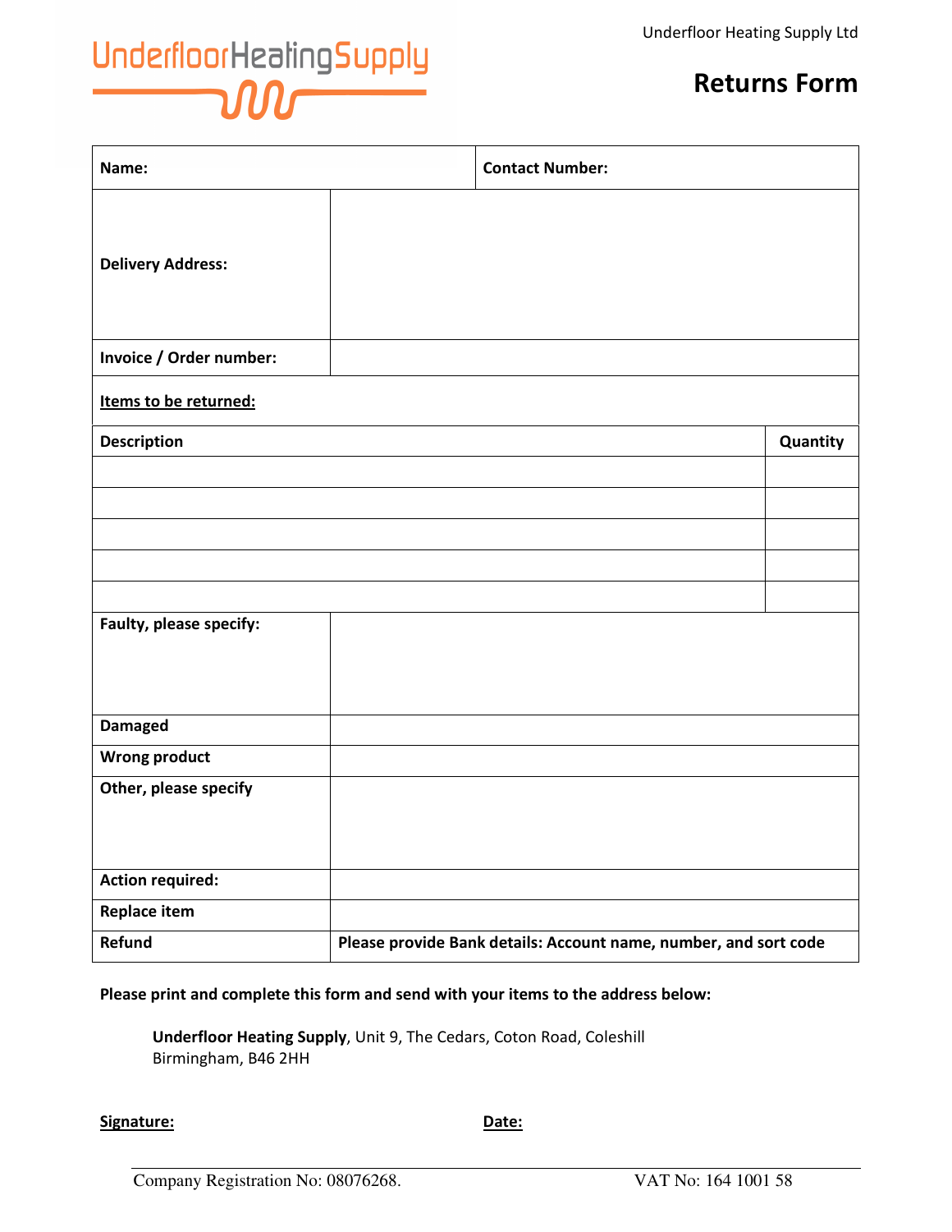UnderfloorHeatingSupply

Underfloor Heating Supply Ltd

# Returns Form

| Name: | Contact Number: |
|---|---|
| **Delivery Address:** | |
| **Invoice / Order number:** | |

**Items to be returned:**

| Description | Quantity |
|---|---|
| | |
| | |
| | |
| | |
| | |

| | |
|---|---|
| **Faulty, please specify:** | |
| **Damaged** | |
| **Wrong product** | |
| **Other, please specify** | |
| **Action required:** | |
| **Replace item** | |
| **Refund** | **Please provide Bank details: Account name, number, and sort code** |

**Please print and complete this form and send with your items to the address below:**

**Underfloor Heating Supply**, Unit 9, The Cedars, Coton Road, Coleshill
Birmingham, B46 2HH

**Signature:** **Date:**

Company Registration No: 08076268. VAT No: 164 1001 58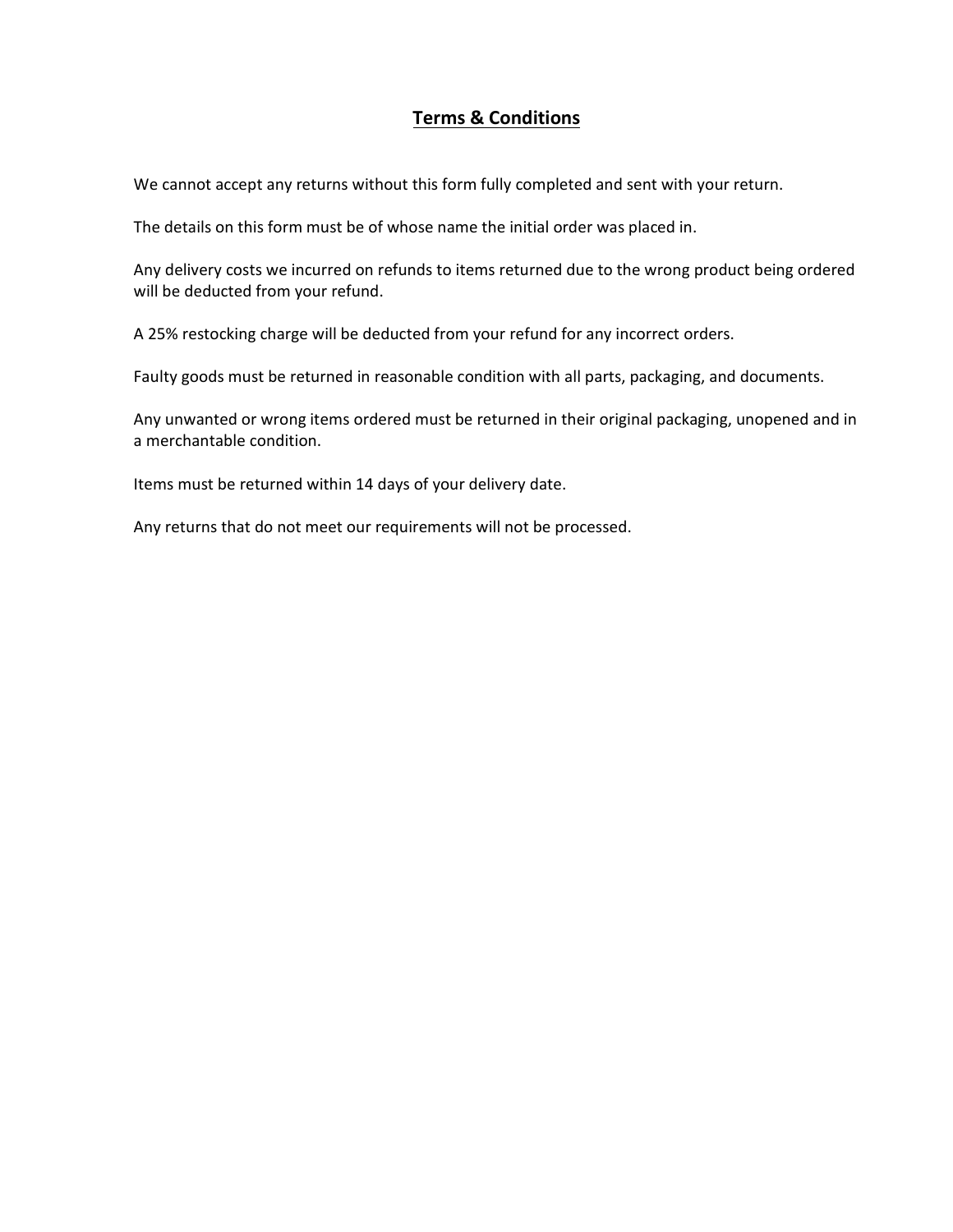## Terms & Conditions

We cannot accept any returns without this form fully completed and sent with your return.

The details on this form must be of whose name the initial order was placed in.

Any delivery costs we incurred on refunds to items returned due to the wrong product being ordered will be deducted from your refund.

A 25% restocking charge will be deducted from your refund for any incorrect orders.

Faulty goods must be returned in reasonable condition with all parts, packaging, and documents.

Any unwanted or wrong items ordered must be returned in their original packaging, unopened and in a merchantable condition.

Items must be returned within 14 days of your delivery date.

Any returns that do not meet our requirements will not be processed.